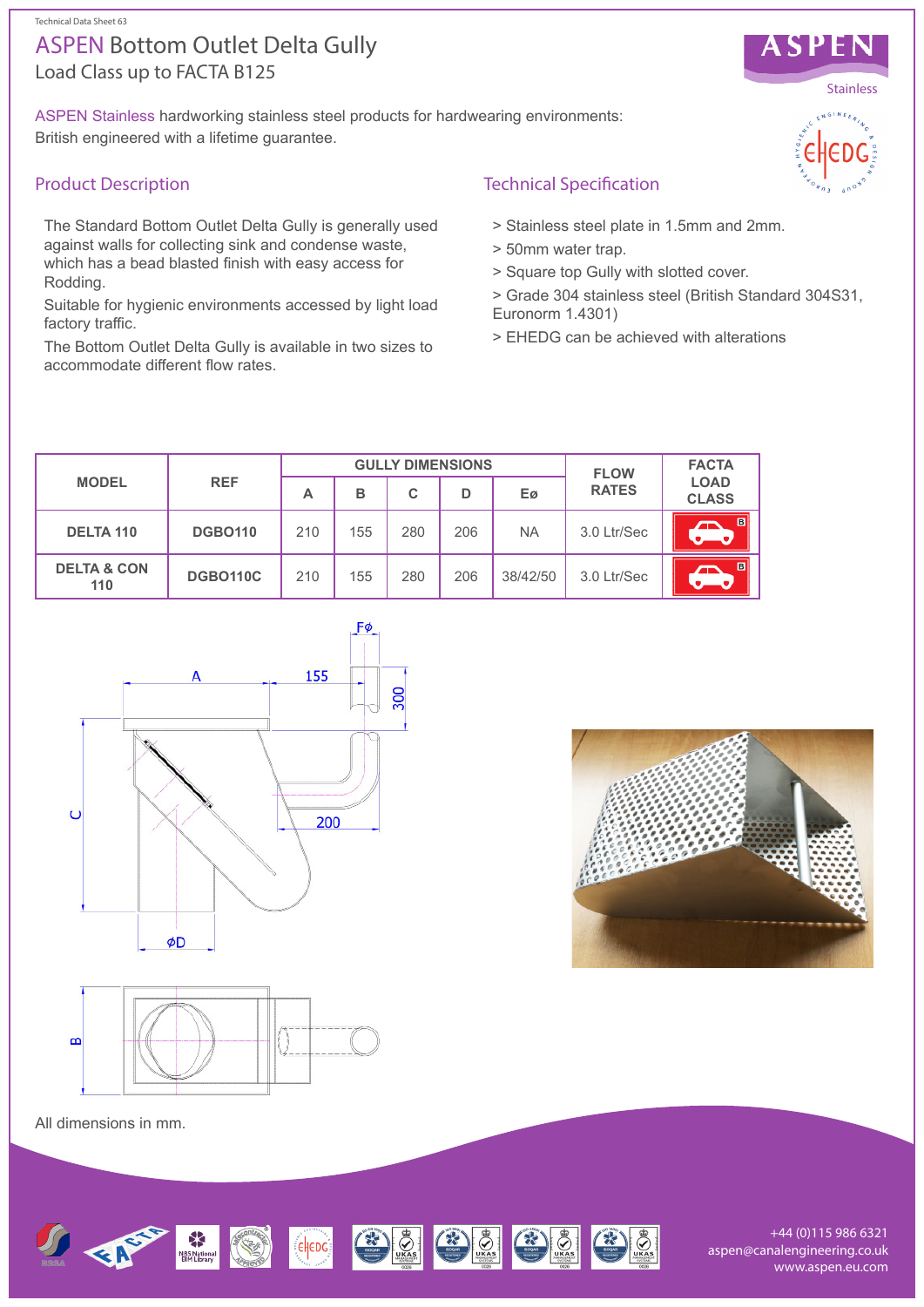Technical Data Sheet 63

# ASPEN Bottom Outlet Delta Gully

Load Class up to FACTA B125

ASPEN Stainless hardworking stainless steel products for hardwearing environments:
British engineered with a lifetime guarantee.

## Product Description

The Standard Bottom Outlet Delta Gully is generally used against walls for collecting sink and condense waste, which has a bead blasted finish with easy access for Rodding.

Suitable for hygienic environments accessed by light load factory traffic.

The Bottom Outlet Delta Gully is available in two sizes to accommodate different flow rates.

## Technical Specification

> Stainless steel plate in 1.5mm and 2mm.

> 50mm water trap.

> Square top Gully with slotted cover.

> Grade 304 stainless steel (British Standard 304S31, Euronorm 1.4301)

> EHEDG can be achieved with alterations

| MODEL | REF | GULLY DIMENSIONS | | | | | FLOW RATES | FACTA LOAD CLASS |
|---|---|---|---|---|---|---|---|---|
| | | A | B | C | D | Eø | | |
| DELTA 110 | DGBO110 | 210 | 155 | 280 | 206 | NA | 3.0 Ltr/Sec | B |
| DELTA & CON 110 | DGBO110C | 210 | 155 | 280 | 206 | 38/42/50 | 3.0 Ltr/Sec | B |

All dimensions in mm.

+44 (0)115 986 6321
aspen@canalengineering.co.uk
www.aspen.eu.com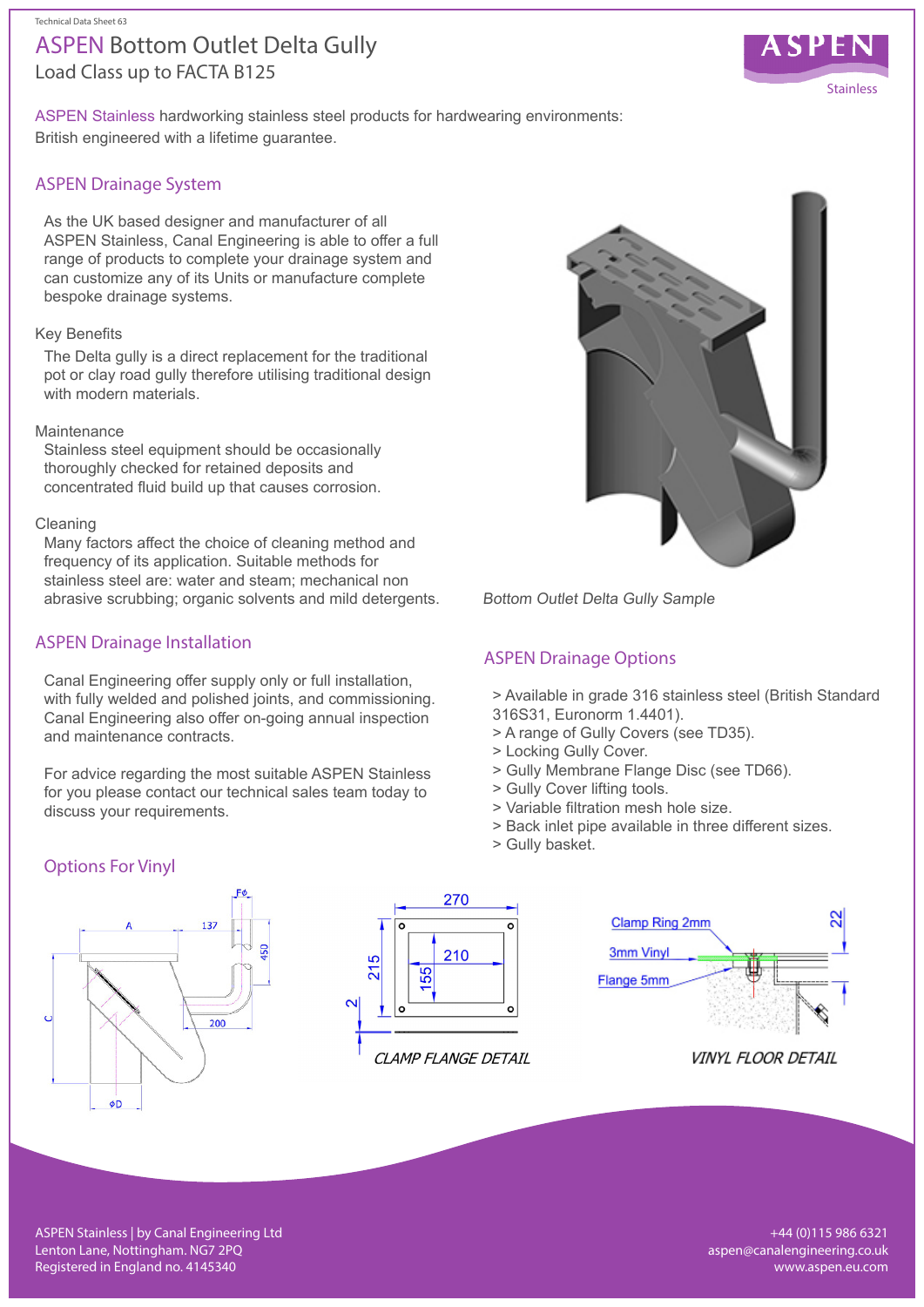Technical Data Sheet 63

# ASPEN Bottom Outlet Delta Gully

Load Class up to FACTA B125

ASPEN Stainless hardworking stainless steel products for hardwearing environments: British engineered with a lifetime guarantee.

## ASPEN Drainage System

As the UK based designer and manufacturer of all ASPEN Stainless, Canal Engineering is able to offer a full range of products to complete your drainage system and can customize any of its Units or manufacture complete bespoke drainage systems.

### Key Benefits

The Delta gully is a direct replacement for the traditional pot or clay road gully therefore utilising traditional design with modern materials.

### Maintenance

Stainless steel equipment should be occasionally thoroughly checked for retained deposits and concentrated fluid build up that causes corrosion.

### Cleaning

Many factors affect the choice of cleaning method and frequency of its application. Suitable methods for stainless steel are: water and steam; mechanical non abrasive scrubbing; organic solvents and mild detergents.

*Bottom Outlet Delta Gully Sample*

## ASPEN Drainage Installation

Canal Engineering offer supply only or full installation, with fully welded and polished joints, and commissioning. Canal Engineering also offer on-going annual inspection and maintenance contracts.

For advice regarding the most suitable ASPEN Stainless for you please contact our technical sales team today to discuss your requirements.

## ASPEN Drainage Options

- > Available in grade 316 stainless steel (British Standard 316S31, Euronorm 1.4401).
- > A range of Gully Covers (see TD35).
- > Locking Gully Cover.
- > Gully Membrane Flange Disc (see TD66).
- > Gully Cover lifting tools.
- > Variable filtration mesh hole size.
- > Back inlet pipe available in three different sizes.
- > Gully basket.

## Options For Vinyl

Fø
A
137
450
C
200
øD

270
215
210
155
2

CLAMP FLANGE DETAIL

Clamp Ring 2mm
3mm Vinyl
Flange 5mm
22

VINYL FLOOR DETAIL

ASPEN Stainless | by Canal Engineering Ltd
Lenton Lane, Nottingham. NG7 2PQ
Registered in England no. 4145340

+44 (0)115 986 6321
aspen@canalengineering.co.uk
www.aspen.eu.com